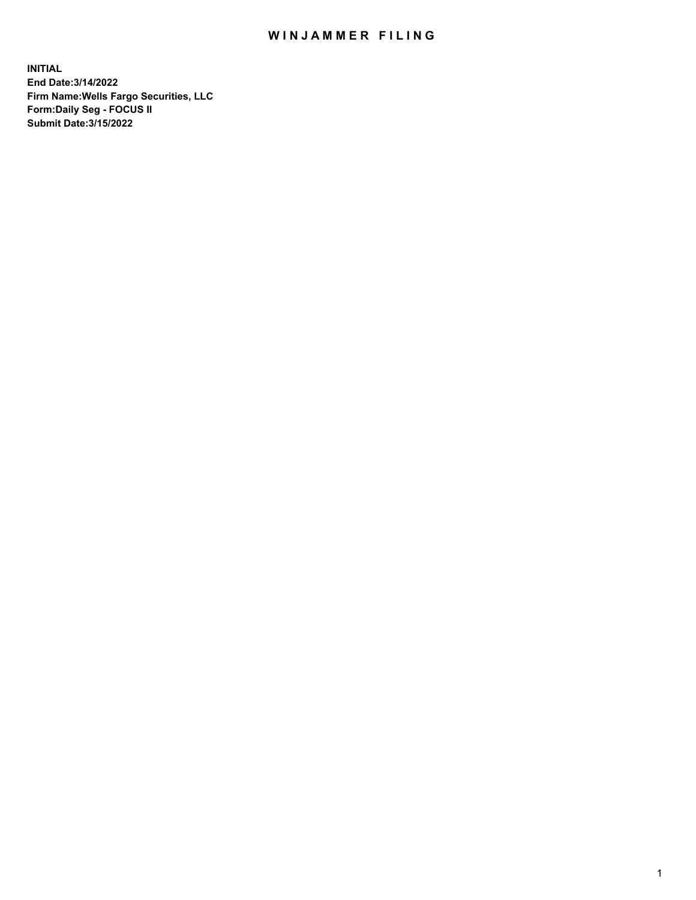# WINJAMMER FILING

**INITIAL**
**End Date:3/14/2022**
**Firm Name:Wells Fargo Securities, LLC**
**Form:Daily Seg - FOCUS II**
**Submit Date:3/15/2022**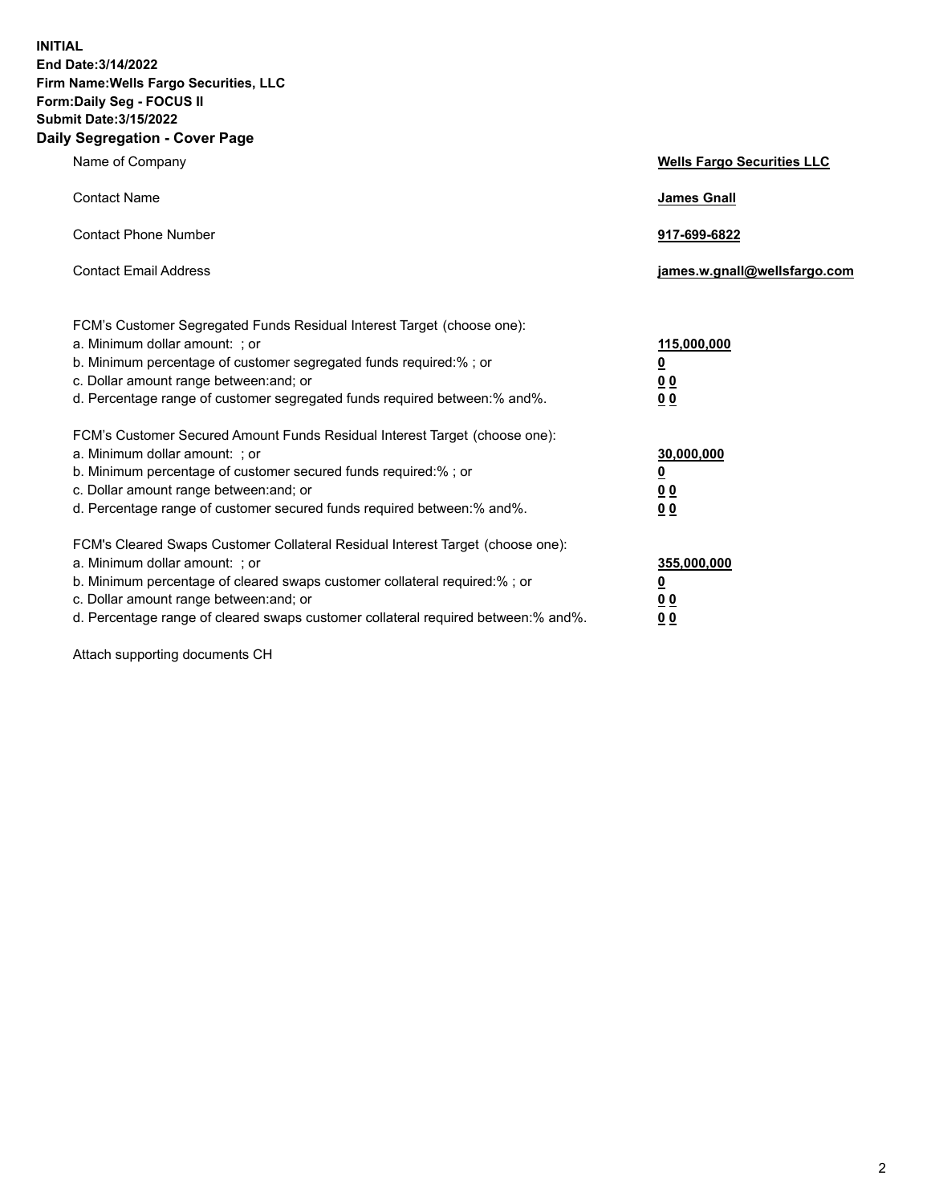**INITIAL**
**End Date:3/14/2022**
**Firm Name:Wells Fargo Securities, LLC**
**Form:Daily Seg - FOCUS II**
**Submit Date:3/15/2022**

## Daily Segregation - Cover Page

| | |
|---|---|
| Name of Company | **Wells Fargo Securities LLC** |
| Contact Name | **James Gnall** |
| Contact Phone Number | **917-699-6822** |
| Contact Email Address | **james.w.gnall@wellsfargo.com** |

| | |
|---|---|
| FCM's Customer Segregated Funds Residual Interest Target (choose one): | |
| a. Minimum dollar amount: ; or | **115,000,000** |
| b. Minimum percentage of customer segregated funds required:% ; or | **0** |
| c. Dollar amount range between:and; or | **0 0** |
| d. Percentage range of customer segregated funds required between:% and%. | **0 0** |
| FCM's Customer Secured Amount Funds Residual Interest Target (choose one): | |
| a. Minimum dollar amount: ; or | **30,000,000** |
| b. Minimum percentage of customer secured funds required:% ; or | **0** |
| c. Dollar amount range between:and; or | **0 0** |
| d. Percentage range of customer secured funds required between:% and%. | **0 0** |
| FCM's Cleared Swaps Customer Collateral Residual Interest Target (choose one): | |
| a. Minimum dollar amount: ; or | **355,000,000** |
| b. Minimum percentage of cleared swaps customer collateral required:% ; or | **0** |
| c. Dollar amount range between:and; or | **0 0** |
| d. Percentage range of cleared swaps customer collateral required between:% and%. | **0 0** |

Attach supporting documents CH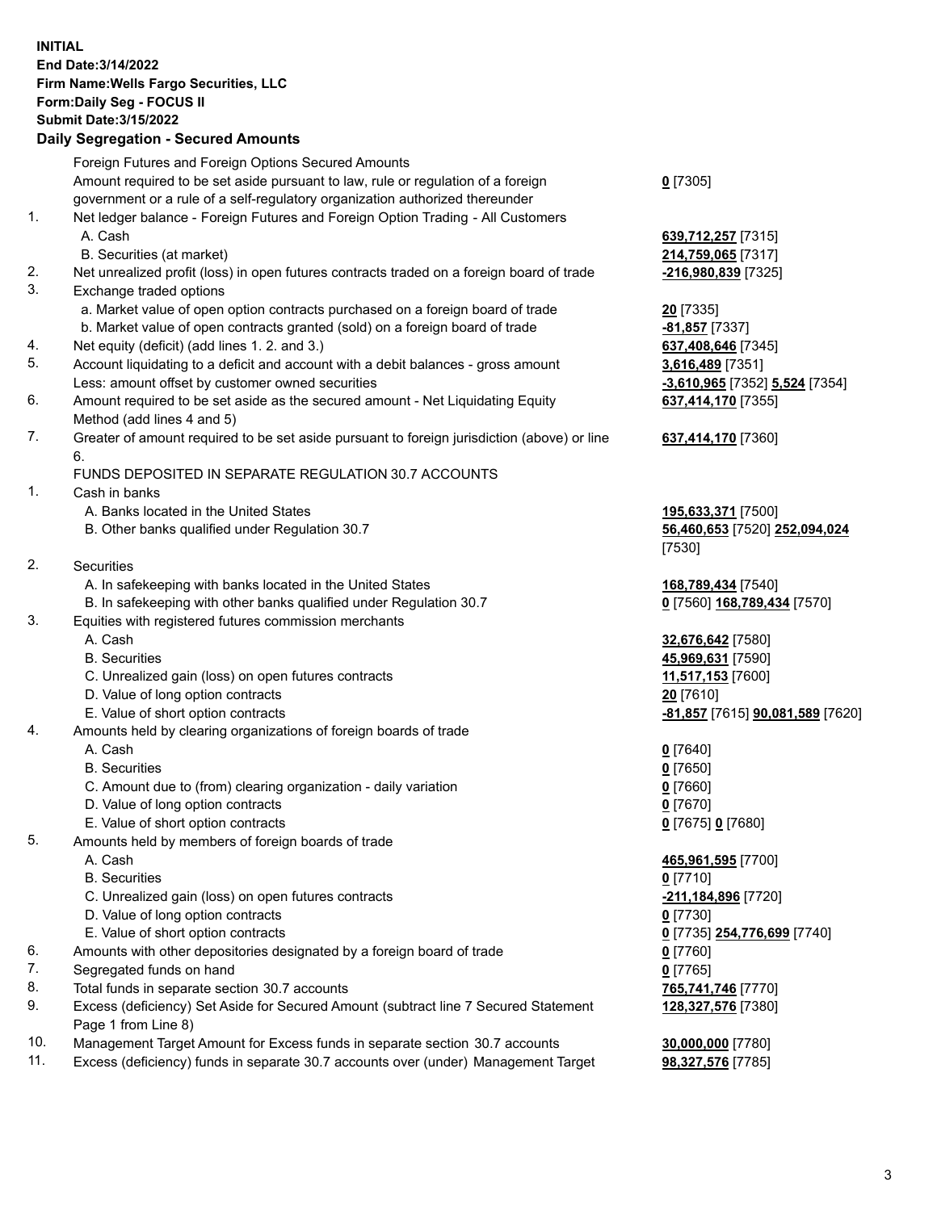**INITIAL**
**End Date:3/14/2022**
**Firm Name:Wells Fargo Securities, LLC**
**Form:Daily Seg - FOCUS II**
**Submit Date:3/15/2022**

## Daily Segregation - Secured Amounts

| | | |
|---|---|---|
| | Foreign Futures and Foreign Options Secured Amounts | |
| | Amount required to be set aside pursuant to law, rule or regulation of a foreign government or a rule of a self-regulatory organization authorized thereunder | **0** [7305] |
| 1. | Net ledger balance - Foreign Futures and Foreign Option Trading - All Customers | |
| | A. Cash | **639,712,257** [7315] |
| | B. Securities (at market) | **214,759,065** [7317] |
| 2. | Net unrealized profit (loss) in open futures contracts traded on a foreign board of trade | **-216,980,839** [7325] |
| 3. | Exchange traded options | |
| | a. Market value of open option contracts purchased on a foreign board of trade | **20** [7335] |
| | b. Market value of open contracts granted (sold) on a foreign board of trade | **-81,857** [7337] |
| 4. | Net equity (deficit) (add lines 1. 2. and 3.) | **637,408,646** [7345] |
| 5. | Account liquidating to a deficit and account with a debit balances - gross amount | **3,616,489** [7351] |
| | Less: amount offset by customer owned securities | **-3,610,965** [7352] **5,524** [7354] |
| 6. | Amount required to be set aside as the secured amount - Net Liquidating Equity Method (add lines 4 and 5) | **637,414,170** [7355] |
| 7. | Greater of amount required to be set aside pursuant to foreign jurisdiction (above) or line 6. | **637,414,170** [7360] |
| | FUNDS DEPOSITED IN SEPARATE REGULATION 30.7 ACCOUNTS | |
| 1. | Cash in banks | |
| | A. Banks located in the United States | **195,633,371** [7500] |
| | B. Other banks qualified under Regulation 30.7 | **56,460,653** [7520] **252,094,024** [7530] |
| 2. | Securities | |
| | A. In safekeeping with banks located in the United States | **168,789,434** [7540] |
| | B. In safekeeping with other banks qualified under Regulation 30.7 | **0** [7560] **168,789,434** [7570] |
| 3. | Equities with registered futures commission merchants | |
| | A. Cash | **32,676,642** [7580] |
| | B. Securities | **45,969,631** [7590] |
| | C. Unrealized gain (loss) on open futures contracts | **11,517,153** [7600] |
| | D. Value of long option contracts | **20** [7610] |
| | E. Value of short option contracts | **-81,857** [7615] **90,081,589** [7620] |
| 4. | Amounts held by clearing organizations of foreign boards of trade | |
| | A. Cash | **0** [7640] |
| | B. Securities | **0** [7650] |
| | C. Amount due to (from) clearing organization - daily variation | **0** [7660] |
| | D. Value of long option contracts | **0** [7670] |
| | E. Value of short option contracts | **0** [7675] **0** [7680] |
| 5. | Amounts held by members of foreign boards of trade | |
| | A. Cash | **465,961,595** [7700] |
| | B. Securities | **0** [7710] |
| | C. Unrealized gain (loss) on open futures contracts | **-211,184,896** [7720] |
| | D. Value of long option contracts | **0** [7730] |
| | E. Value of short option contracts | **0** [7735] **254,776,699** [7740] |
| 6. | Amounts with other depositories designated by a foreign board of trade | **0** [7760] |
| 7. | Segregated funds on hand | **0** [7765] |
| 8. | Total funds in separate section 30.7 accounts | **765,741,746** [7770] |
| 9. | Excess (deficiency) Set Aside for Secured Amount (subtract line 7 Secured Statement Page 1 from Line 8) | **128,327,576** [7380] |
| 10. | Management Target Amount for Excess funds in separate section 30.7 accounts | **30,000,000** [7780] |
| 11. | Excess (deficiency) funds in separate 30.7 accounts over (under) Management Target | **98,327,576** [7785] |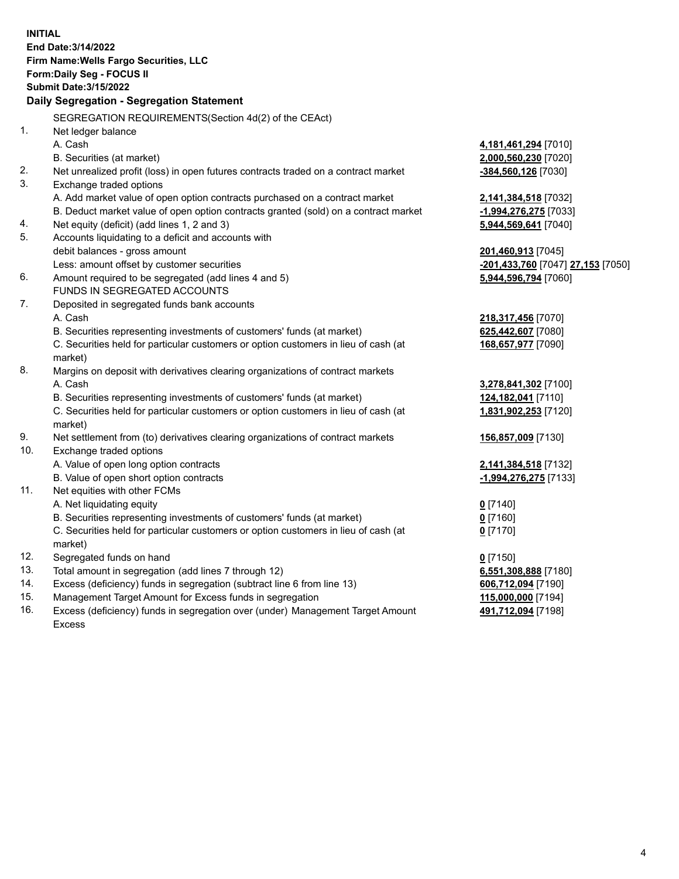**INITIAL**
**End Date:3/14/2022**
**Firm Name:Wells Fargo Securities, LLC**
**Form:Daily Seg - FOCUS II**
**Submit Date:3/15/2022**

### Daily Segregation - Segregation Statement

SEGREGATION REQUIREMENTS(Section 4d(2) of the CEAct)

| | | |
|---|---|---|
| 1. | Net ledger balance | |
| | A. Cash | **4,181,461,294** [7010] |
| | B. Securities (at market) | **2,000,560,230** [7020] |
| 2. | Net unrealized profit (loss) in open futures contracts traded on a contract market | **-384,560,126** [7030] |
| 3. | Exchange traded options | |
| | A. Add market value of open option contracts purchased on a contract market | **2,141,384,518** [7032] |
| | B. Deduct market value of open option contracts granted (sold) on a contract market | **-1,994,276,275** [7033] |
| 4. | Net equity (deficit) (add lines 1, 2 and 3) | **5,944,569,641** [7040] |
| 5. | Accounts liquidating to a deficit and accounts with debit balances - gross amount | **201,460,913** [7045] |
| | Less: amount offset by customer securities | **-201,433,760** [7047] **27,153** [7050] |
| 6. | Amount required to be segregated (add lines 4 and 5) | **5,944,596,794** [7060] |
| | FUNDS IN SEGREGATED ACCOUNTS | |
| 7. | Deposited in segregated funds bank accounts | |
| | A. Cash | **218,317,456** [7070] |
| | B. Securities representing investments of customers' funds (at market) | **625,442,607** [7080] |
| | C. Securities held for particular customers or option customers in lieu of cash (at market) | **168,657,977** [7090] |
| 8. | Margins on deposit with derivatives clearing organizations of contract markets | |
| | A. Cash | **3,278,841,302** [7100] |
| | B. Securities representing investments of customers' funds (at market) | **124,182,041** [7110] |
| | C. Securities held for particular customers or option customers in lieu of cash (at market) | **1,831,902,253** [7120] |
| 9. | Net settlement from (to) derivatives clearing organizations of contract markets | **156,857,009** [7130] |
| 10. | Exchange traded options | |
| | A. Value of open long option contracts | **2,141,384,518** [7132] |
| | B. Value of open short option contracts | **-1,994,276,275** [7133] |
| 11. | Net equities with other FCMs | |
| | A. Net liquidating equity | **0** [7140] |
| | B. Securities representing investments of customers' funds (at market) | **0** [7160] |
| | C. Securities held for particular customers or option customers in lieu of cash (at market) | **0** [7170] |
| 12. | Segregated funds on hand | **0** [7150] |
| 13. | Total amount in segregation (add lines 7 through 12) | **6,551,308,888** [7180] |
| 14. | Excess (deficiency) funds in segregation (subtract line 6 from line 13) | **606,712,094** [7190] |
| 15. | Management Target Amount for Excess funds in segregation | **115,000,000** [7194] |
| 16. | Excess (deficiency) funds in segregation over (under) Management Target Amount Excess | **491,712,094** [7198] |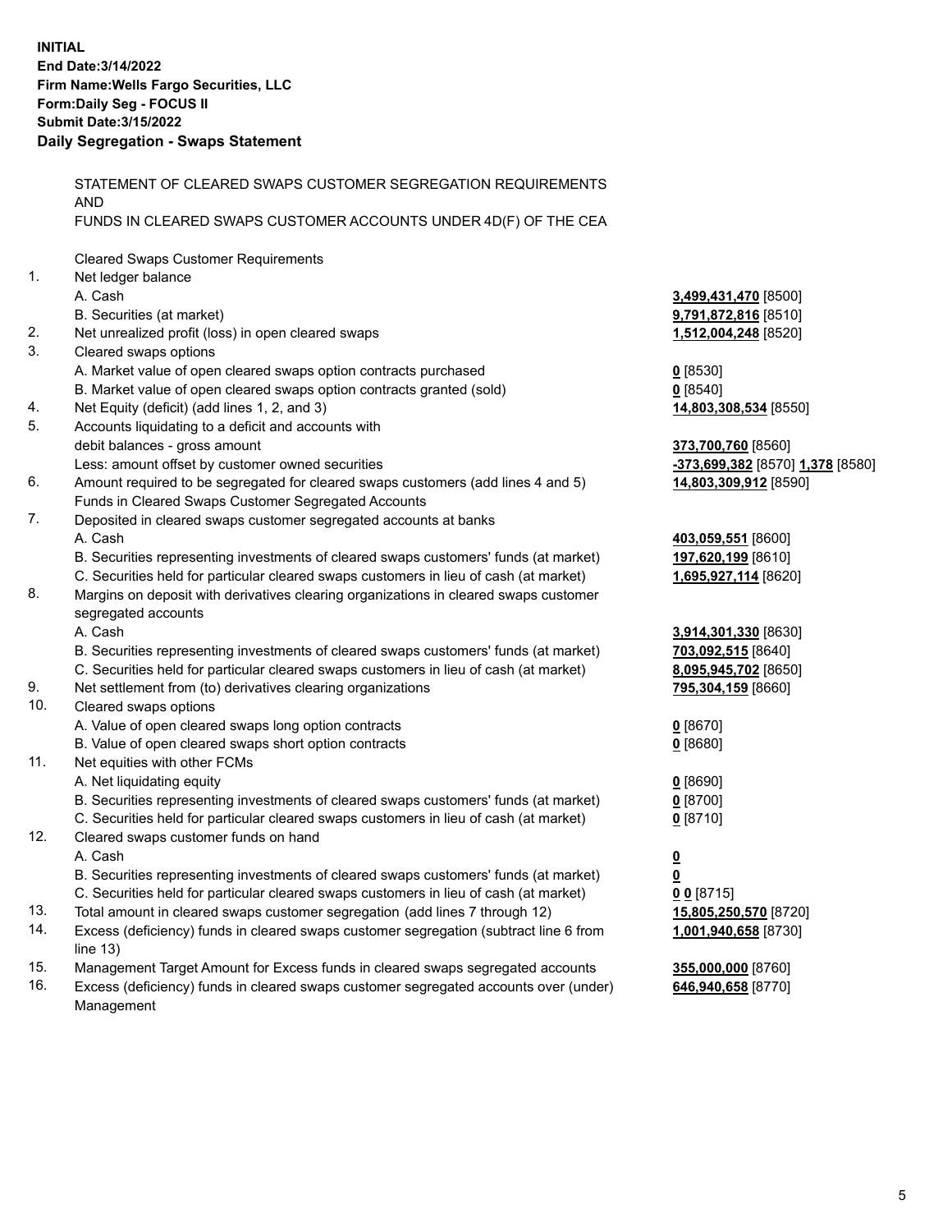**INITIAL**
**End Date:3/14/2022**
**Firm Name:Wells Fargo Securities, LLC**
**Form:Daily Seg - FOCUS II**
**Submit Date:3/15/2022**
**Daily Segregation - Swaps Statement**

STATEMENT OF CLEARED SWAPS CUSTOMER SEGREGATION REQUIREMENTS AND
FUNDS IN CLEARED SWAPS CUSTOMER ACCOUNTS UNDER 4D(F) OF THE CEA

| | | |
|---|---|---|
| | Cleared Swaps Customer Requirements | |
| 1. | Net ledger balance | |
| | A. Cash | **3,499,431,470** [8500] |
| | B. Securities (at market) | **9,791,872,816** [8510] |
| 2. | Net unrealized profit (loss) in open cleared swaps | **1,512,004,248** [8520] |
| 3. | Cleared swaps options | |
| | A. Market value of open cleared swaps option contracts purchased | **0** [8530] |
| | B. Market value of open cleared swaps option contracts granted (sold) | **0** [8540] |
| 4. | Net Equity (deficit) (add lines 1, 2, and 3) | **14,803,308,534** [8550] |
| 5. | Accounts liquidating to a deficit and accounts with debit balances - gross amount | **373,700,760** [8560] |
| | Less: amount offset by customer owned securities | **-373,699,382** [8570] **1,378** [8580] |
| 6. | Amount required to be segregated for cleared swaps customers (add lines 4 and 5) | **14,803,309,912** [8590] |
| | Funds in Cleared Swaps Customer Segregated Accounts | |
| 7. | Deposited in cleared swaps customer segregated accounts at banks | |
| | A. Cash | **403,059,551** [8600] |
| | B. Securities representing investments of cleared swaps customers' funds (at market) | **197,620,199** [8610] |
| | C. Securities held for particular cleared swaps customers in lieu of cash (at market) | **1,695,927,114** [8620] |
| 8. | Margins on deposit with derivatives clearing organizations in cleared swaps customer segregated accounts | |
| | A. Cash | **3,914,301,330** [8630] |
| | B. Securities representing investments of cleared swaps customers' funds (at market) | **703,092,515** [8640] |
| | C. Securities held for particular cleared swaps customers in lieu of cash (at market) | **8,095,945,702** [8650] |
| 9. | Net settlement from (to) derivatives clearing organizations | **795,304,159** [8660] |
| 10. | Cleared swaps options | |
| | A. Value of open cleared swaps long option contracts | **0** [8670] |
| | B. Value of open cleared swaps short option contracts | **0** [8680] |
| 11. | Net equities with other FCMs | |
| | A. Net liquidating equity | **0** [8690] |
| | B. Securities representing investments of cleared swaps customers' funds (at market) | **0** [8700] |
| | C. Securities held for particular cleared swaps customers in lieu of cash (at market) | **0** [8710] |
| 12. | Cleared swaps customer funds on hand | |
| | A. Cash | **0** |
| | B. Securities representing investments of cleared swaps customers' funds (at market) | **0** |
| | C. Securities held for particular cleared swaps customers in lieu of cash (at market) | **0** **0** [8715] |
| 13. | Total amount in cleared swaps customer segregation (add lines 7 through 12) | **15,805,250,570** [8720] |
| 14. | Excess (deficiency) funds in cleared swaps customer segregation (subtract line 6 from line 13) | **1,001,940,658** [8730] |
| 15. | Management Target Amount for Excess funds in cleared swaps segregated accounts | **355,000,000** [8760] |
| 16. | Excess (deficiency) funds in cleared swaps customer segregated accounts over (under) Management | **646,940,658** [8770] |